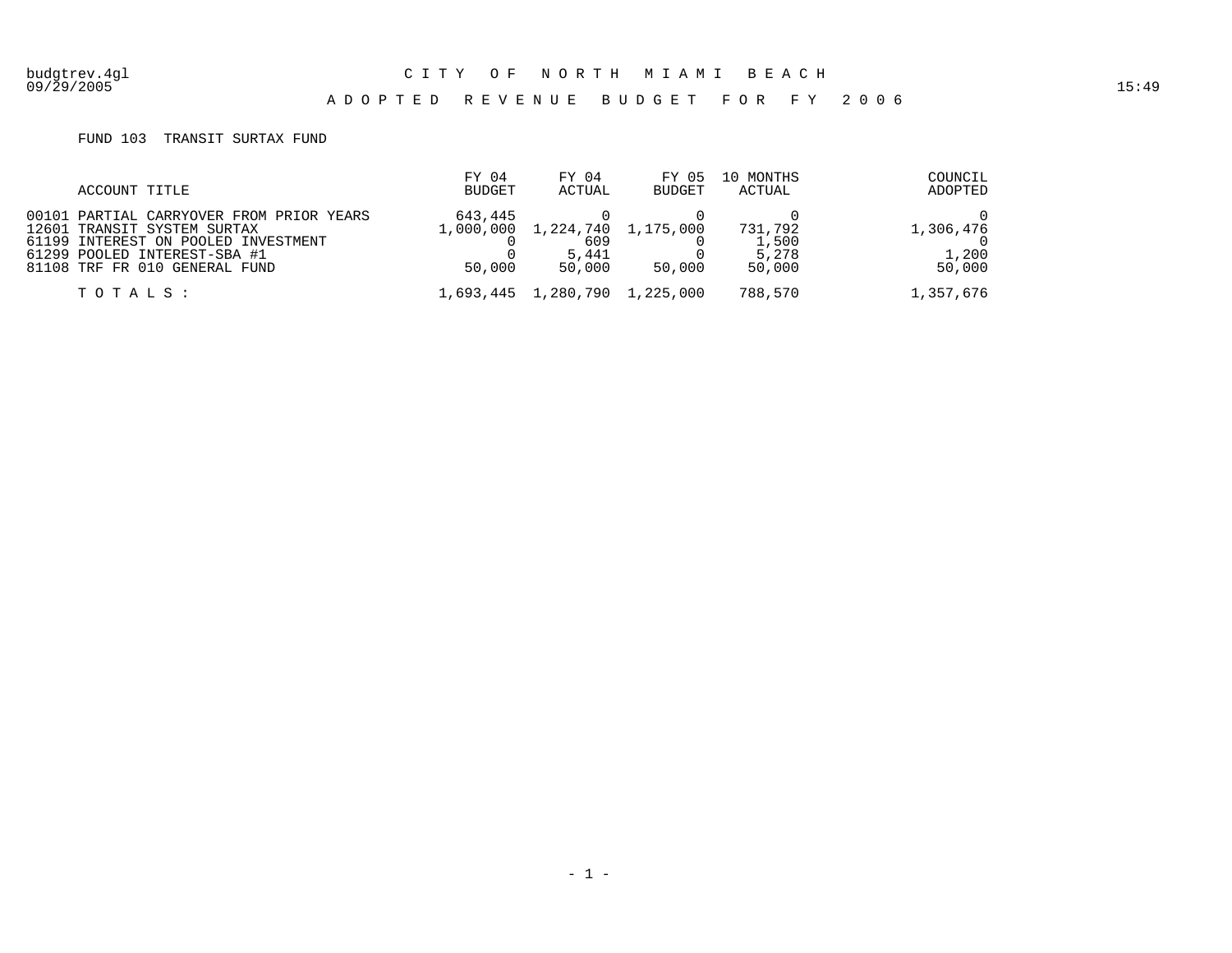# CITY OF NORTH MIAMI BEACH

## ADOPTED REVENUE BUDGET FOR FY 2006

FUND 103 TRANSIT SURTAX FUND

| ACCOUNT TITLE | FY 04 BUDGET | FY 04 ACTUAL | FY 05 BUDGET | 10 MONTHS ACTUAL | COUNCIL ADOPTED |
|---|---|---|---|---|---|
| 00101 PARTIAL CARRYOVER FROM PRIOR YEARS | 643,445 | 0 | 0 | 0 | 0 |
| 12601 TRANSIT SYSTEM SURTAX | 1,000,000 | 1,224,740 | 1,175,000 | 731,792 | 1,306,476 |
| 61199 INTEREST ON POOLED INVESTMENT | 0 | 609 | 0 | 1,500 | 0 |
| 61299 POOLED INTEREST-SBA #1 | 0 | 5,441 | 0 | 5,278 | 1,200 |
| 81108 TRF FR 010 GENERAL FUND | 50,000 | 50,000 | 50,000 | 50,000 | 50,000 |
| T O T A L S : | 1,693,445 | 1,280,790 | 1,225,000 | 788,570 | 1,357,676 |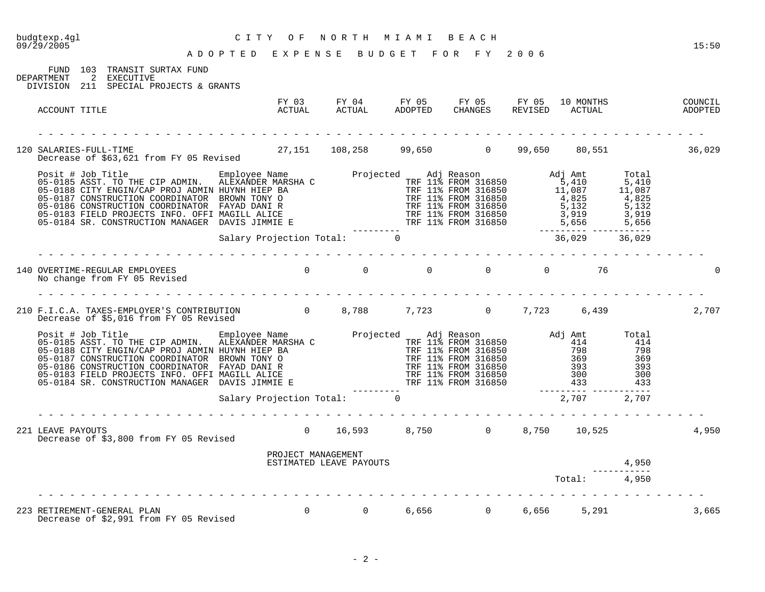# CITY OF NORTH MIAMI BEACH

## ADOPTED EXPENSE BUDGET FOR FY 2006

budgtexp.4gl
09/29/2005 15:50

FUND 103 TRANSIT SURTAX FUND
DEPARTMENT 2 EXECUTIVE
DIVISION 211 SPECIAL PROJECTS & GRANTS

| ACCOUNT TITLE | FY 03 ACTUAL | FY 04 ACTUAL | FY 05 ADOPTED | FY 05 CHANGES | FY 05 REVISED | 10 MONTHS ACTUAL | COUNCIL ADOPTED |
|---|---|---|---|---|---|---|---|
| 120 SALARIES-FULL-TIME | 27,151 | 108,258 | 99,650 | 0 | 99,650 | 80,551 | 36,029 |

Decrease of $63,621 from FY 05 Revised

| Posit # | Job Title | Employee Name | Projected | Adj Reason | Adj Amt | Total |
|---|---|---|---|---|---|---|
| 05-0185 | ASST. TO THE CIP ADMIN. | ALEXANDER MARSHA C | | TRF 11% FROM 316850 | 5,410 | 5,410 |
| 05-0188 | CITY ENGIN/CAP PROJ ADMIN | HUYNH HIEP BA | | TRF 11% FROM 316850 | 11,087 | 11,087 |
| 05-0187 | CONSTRUCTION COORDINATOR | BROWN TONY O | | TRF 11% FROM 316850 | 4,825 | 4,825 |
| 05-0186 | CONSTRUCTION COORDINATOR | FAYAD DANI R | | TRF 11% FROM 316850 | 5,132 | 5,132 |
| 05-0183 | FIELD PROJECTS INFO. OFFI | MAGILL ALICE | | TRF 11% FROM 316850 | 3,919 | 3,919 |
| 05-0184 | SR. CONSTRUCTION MANAGER | DAVIS JIMMIE E | | TRF 11% FROM 316850 | 5,656 | 5,656 |
| | | Salary Projection Total: | 0 | | 36,029 | 36,029 |

| ACCOUNT TITLE | FY 03 ACTUAL | FY 04 ACTUAL | FY 05 ADOPTED | FY 05 CHANGES | FY 05 REVISED | 10 MONTHS ACTUAL | COUNCIL ADOPTED |
|---|---|---|---|---|---|---|---|
| 140 OVERTIME-REGULAR EMPLOYEES | 0 | 0 | 0 | 0 | 0 | 76 | 0 |

No change from FY 05 Revised

| ACCOUNT TITLE | FY 03 ACTUAL | FY 04 ACTUAL | FY 05 ADOPTED | FY 05 CHANGES | FY 05 REVISED | 10 MONTHS ACTUAL | COUNCIL ADOPTED |
|---|---|---|---|---|---|---|---|
| 210 F.I.C.A. TAXES-EMPLOYER'S CONTRIBUTION | 0 | 8,788 | 7,723 | 0 | 7,723 | 6,439 | 2,707 |

Decrease of $5,016 from FY 05 Revised

| Posit # | Job Title | Employee Name | Projected | Adj Reason | Adj Amt | Total |
|---|---|---|---|---|---|---|
| 05-0185 | ASST. TO THE CIP ADMIN. | ALEXANDER MARSHA C | | TRF 11% FROM 316850 | 414 | 414 |
| 05-0188 | CITY ENGIN/CAP PROJ ADMIN | HUYNH HIEP BA | | TRF 11% FROM 316850 | 798 | 798 |
| 05-0187 | CONSTRUCTION COORDINATOR | BROWN TONY O | | TRF 11% FROM 316850 | 369 | 369 |
| 05-0186 | CONSTRUCTION COORDINATOR | FAYAD DANI R | | TRF 11% FROM 316850 | 393 | 393 |
| 05-0183 | FIELD PROJECTS INFO. OFFI | MAGILL ALICE | | TRF 11% FROM 316850 | 300 | 300 |
| 05-0184 | SR. CONSTRUCTION MANAGER | DAVIS JIMMIE E | | TRF 11% FROM 316850 | 433 | 433 |
| | | Salary Projection Total: | 0 | | 2,707 | 2,707 |

| ACCOUNT TITLE | FY 03 ACTUAL | FY 04 ACTUAL | FY 05 ADOPTED | FY 05 CHANGES | FY 05 REVISED | 10 MONTHS ACTUAL | COUNCIL ADOPTED |
|---|---|---|---|---|---|---|---|
| 221 LEAVE PAYOUTS | 0 | 16,593 | 8,750 | 0 | 8,750 | 10,525 | 4,950 |

Decrease of $3,800 from FY 05 Revised

| Description | Amount |
|---|---|
| PROJECT MANAGEMENT<br>ESTIMATED LEAVE PAYOUTS | 4,950 |
| Total: | 4,950 |

| ACCOUNT TITLE | FY 03 ACTUAL | FY 04 ACTUAL | FY 05 ADOPTED | FY 05 CHANGES | FY 05 REVISED | 10 MONTHS ACTUAL | COUNCIL ADOPTED |
|---|---|---|---|---|---|---|---|
| 223 RETIREMENT-GENERAL PLAN | 0 | 0 | 6,656 | 0 | 6,656 | 5,291 | 3,665 |

Decrease of $2,991 from FY 05 Revised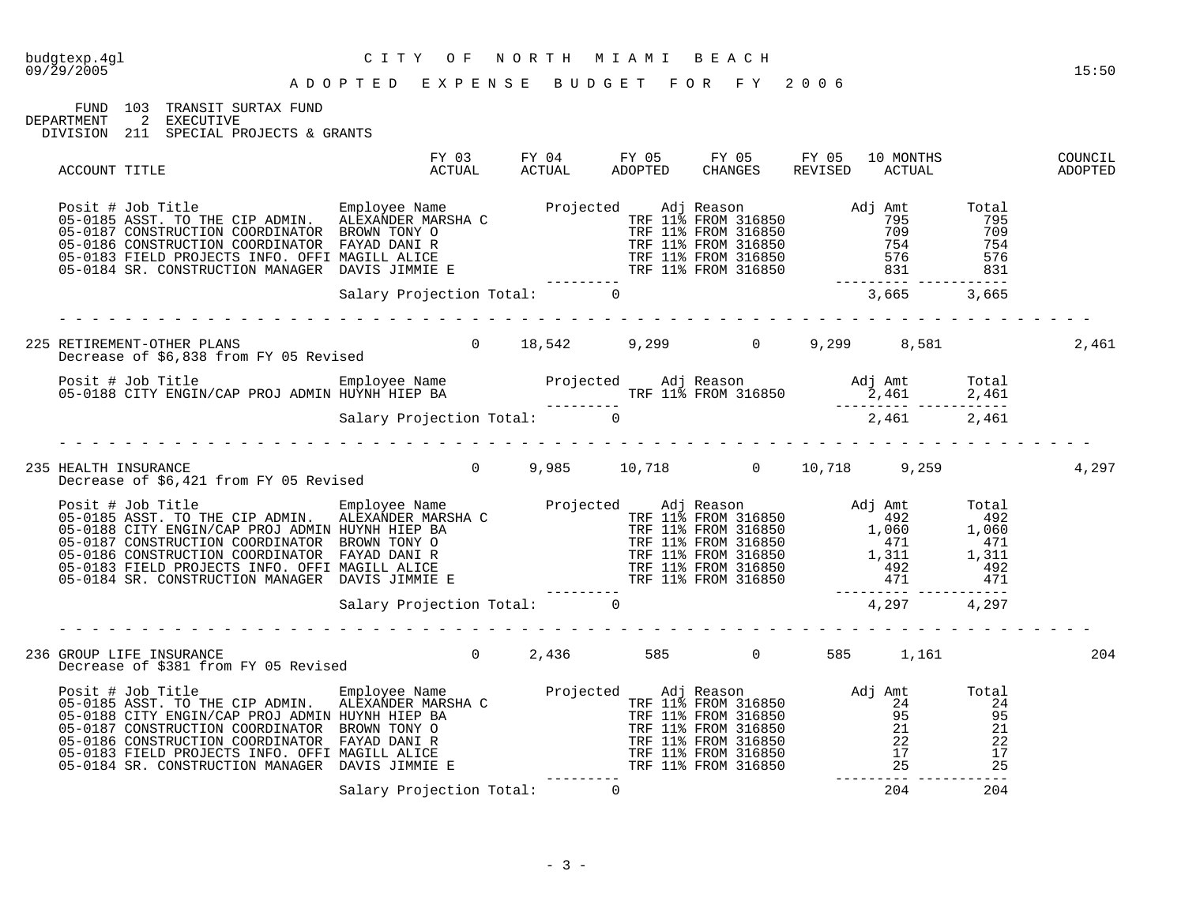FUND 103 TRANSIT SURTAX FUND
DEPARTMENT 2 EXECUTIVE
DIVISION 211 SPECIAL PROJECTS & GRANTS

| ACCOUNT TITLE | FY 03 ACTUAL | FY 04 ACTUAL | FY 05 ADOPTED | FY 05 CHANGES | FY 05 REVISED | 10 MONTHS ACTUAL | COUNCIL ADOPTED |
|---|---|---|---|---|---|---|---|

| Posit # | Job Title | Employee Name | Projected | Adj Reason | Adj Amt | Total |
|---|---|---|---|---|---|---|
| 05-0185 | ASST. TO THE CIP ADMIN. | ALEXANDER MARSHA C | | TRF 11% FROM 316850 | 795 | 795 |
| 05-0187 | CONSTRUCTION COORDINATOR | BROWN TONY O | | TRF 11% FROM 316850 | 709 | 709 |
| 05-0186 | CONSTRUCTION COORDINATOR | FAYAD DANI R | | TRF 11% FROM 316850 | 754 | 754 |
| 05-0183 | FIELD PROJECTS INFO. OFFI | MAGILL ALICE | | TRF 11% FROM 316850 | 576 | 576 |
| 05-0184 | SR. CONSTRUCTION MANAGER | DAVIS JIMMIE E | | TRF 11% FROM 316850 | 831 | 831 |
| | | Salary Projection Total: | 0 | | 3,665 | 3,665 |

| ACCOUNT TITLE | FY 03 ACTUAL | FY 04 ACTUAL | FY 05 ADOPTED | FY 05 CHANGES | FY 05 REVISED | 10 MONTHS ACTUAL | COUNCIL ADOPTED |
|---|---|---|---|---|---|---|---|
| 225 RETIREMENT-OTHER PLANS | 0 | 18,542 | 9,299 | 0 | 9,299 | 8,581 | 2,461 |

Decrease of $6,838 from FY 05 Revised

| Posit # | Job Title | Employee Name | Projected | Adj Reason | Adj Amt | Total |
|---|---|---|---|---|---|---|
| 05-0188 | CITY ENGIN/CAP PROJ ADMIN | HUYNH HIEP BA | | TRF 11% FROM 316850 | 2,461 | 2,461 |
| | | Salary Projection Total: | 0 | | 2,461 | 2,461 |

| ACCOUNT TITLE | FY 03 ACTUAL | FY 04 ACTUAL | FY 05 ADOPTED | FY 05 CHANGES | FY 05 REVISED | 10 MONTHS ACTUAL | COUNCIL ADOPTED |
|---|---|---|---|---|---|---|---|
| 235 HEALTH INSURANCE | 0 | 9,985 | 10,718 | 0 | 10,718 | 9,259 | 4,297 |

Decrease of $6,421 from FY 05 Revised

| Posit # | Job Title | Employee Name | Projected | Adj Reason | Adj Amt | Total |
|---|---|---|---|---|---|---|
| 05-0185 | ASST. TO THE CIP ADMIN. | ALEXANDER MARSHA C | | TRF 11% FROM 316850 | 492 | 492 |
| 05-0188 | CITY ENGIN/CAP PROJ ADMIN | HUYNH HIEP BA | | TRF 11% FROM 316850 | 1,060 | 1,060 |
| 05-0187 | CONSTRUCTION COORDINATOR | BROWN TONY O | | TRF 11% FROM 316850 | 471 | 471 |
| 05-0186 | CONSTRUCTION COORDINATOR | FAYAD DANI R | | TRF 11% FROM 316850 | 1,311 | 1,311 |
| 05-0183 | FIELD PROJECTS INFO. OFFI | MAGILL ALICE | | TRF 11% FROM 316850 | 492 | 492 |
| 05-0184 | SR. CONSTRUCTION MANAGER | DAVIS JIMMIE E | | TRF 11% FROM 316850 | 471 | 471 |
| | | Salary Projection Total: | 0 | | 4,297 | 4,297 |

| ACCOUNT TITLE | FY 03 ACTUAL | FY 04 ACTUAL | FY 05 ADOPTED | FY 05 CHANGES | FY 05 REVISED | 10 MONTHS ACTUAL | COUNCIL ADOPTED |
|---|---|---|---|---|---|---|---|
| 236 GROUP LIFE INSURANCE | 0 | 2,436 | 585 | 0 | 585 | 1,161 | 204 |

Decrease of $381 from FY 05 Revised

| Posit # | Job Title | Employee Name | Projected | Adj Reason | Adj Amt | Total |
|---|---|---|---|---|---|---|
| 05-0185 | ASST. TO THE CIP ADMIN. | ALEXANDER MARSHA C | | TRF 11% FROM 316850 | 24 | 24 |
| 05-0188 | CITY ENGIN/CAP PROJ ADMIN | HUYNH HIEP BA | | TRF 11% FROM 316850 | 95 | 95 |
| 05-0187 | CONSTRUCTION COORDINATOR | BROWN TONY O | | TRF 11% FROM 316850 | 21 | 21 |
| 05-0186 | CONSTRUCTION COORDINATOR | FAYAD DANI R | | TRF 11% FROM 316850 | 22 | 22 |
| 05-0183 | FIELD PROJECTS INFO. OFFI | MAGILL ALICE | | TRF 11% FROM 316850 | 17 | 17 |
| 05-0184 | SR. CONSTRUCTION MANAGER | DAVIS JIMMIE E | | TRF 11% FROM 316850 | 25 | 25 |
| | | Salary Projection Total: | 0 | | 204 | 204 |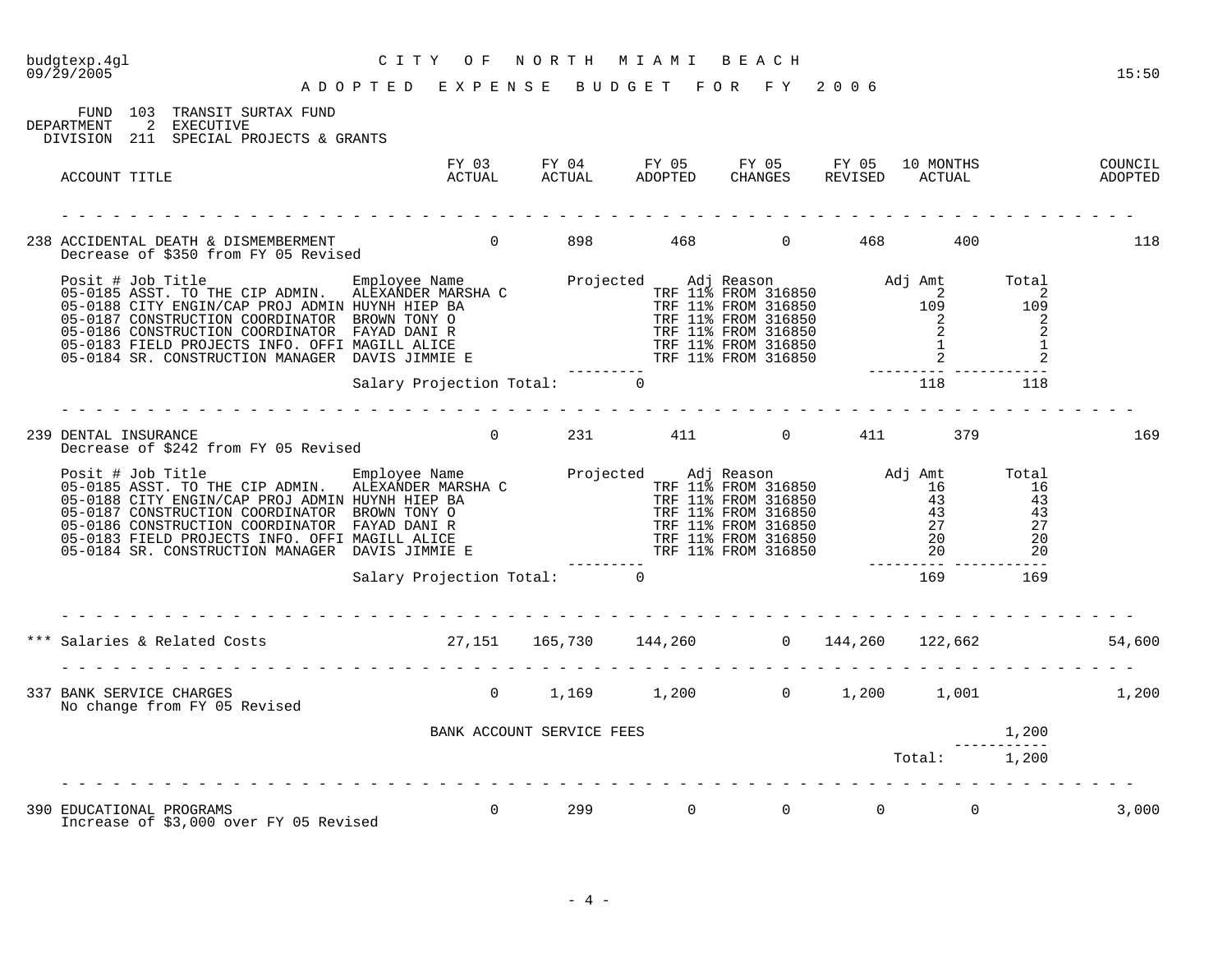**CITY OF NORTH MIAMI BEACH**

**ADOPTED EXPENSE BUDGET FOR FY 2006**

budgtexp.4gl
09/29/2005 15:50

FUND 103 TRANSIT SURTAX FUND
DEPARTMENT 2 EXECUTIVE
DIVISION 211 SPECIAL PROJECTS & GRANTS

| ACCOUNT TITLE | FY 03 ACTUAL | FY 04 ACTUAL | FY 05 ADOPTED | FY 05 CHANGES | FY 05 REVISED | 10 MONTHS ACTUAL | COUNCIL ADOPTED |
|---|---|---|---|---|---|---|---|
| 238 ACCIDENTAL DEATH & DISMEMBERMENT | 0 | 898 | 468 | 0 | 468 | 400 | 118 |

Decrease of $350 from FY 05 Revised

| Posit # | Job Title | Employee Name | Projected | Adj Reason | Adj Amt | Total |
|---|---|---|---|---|---|---|
| 05-0185 | ASST. TO THE CIP ADMIN. | ALEXANDER MARSHA C | | TRF 11% FROM 316850 | 2 | 2 |
| 05-0188 | CITY ENGIN/CAP PROJ ADMIN | HUYNH HIEP BA | | TRF 11% FROM 316850 | 109 | 109 |
| 05-0187 | CONSTRUCTION COORDINATOR | BROWN TONY O | | TRF 11% FROM 316850 | 2 | 2 |
| 05-0186 | CONSTRUCTION COORDINATOR | FAYAD DANI R | | TRF 11% FROM 316850 | 2 | 2 |
| 05-0183 | FIELD PROJECTS INFO. OFFI | MAGILL ALICE | | TRF 11% FROM 316850 | 1 | 1 |
| 05-0184 | SR. CONSTRUCTION MANAGER | DAVIS JIMMIE E | | TRF 11% FROM 316850 | 2 | 2 |
| | | Salary Projection Total: | 0 | | 118 | 118 |

| ACCOUNT TITLE | FY 03 ACTUAL | FY 04 ACTUAL | FY 05 ADOPTED | FY 05 CHANGES | FY 05 REVISED | 10 MONTHS ACTUAL | COUNCIL ADOPTED |
|---|---|---|---|---|---|---|---|
| 239 DENTAL INSURANCE | 0 | 231 | 411 | 0 | 411 | 379 | 169 |

Decrease of $242 from FY 05 Revised

| Posit # | Job Title | Employee Name | Projected | Adj Reason | Adj Amt | Total |
|---|---|---|---|---|---|---|
| 05-0185 | ASST. TO THE CIP ADMIN. | ALEXANDER MARSHA C | | TRF 11% FROM 316850 | 16 | 16 |
| 05-0188 | CITY ENGIN/CAP PROJ ADMIN | HUYNH HIEP BA | | TRF 11% FROM 316850 | 43 | 43 |
| 05-0187 | CONSTRUCTION COORDINATOR | BROWN TONY O | | TRF 11% FROM 316850 | 43 | 43 |
| 05-0186 | CONSTRUCTION COORDINATOR | FAYAD DANI R | | TRF 11% FROM 316850 | 27 | 27 |
| 05-0183 | FIELD PROJECTS INFO. OFFI | MAGILL ALICE | | TRF 11% FROM 316850 | 20 | 20 |
| 05-0184 | SR. CONSTRUCTION MANAGER | DAVIS JIMMIE E | | TRF 11% FROM 316850 | 20 | 20 |
| | | Salary Projection Total: | 0 | | 169 | 169 |

| ACCOUNT TITLE | FY 03 ACTUAL | FY 04 ACTUAL | FY 05 ADOPTED | FY 05 CHANGES | FY 05 REVISED | 10 MONTHS ACTUAL | COUNCIL ADOPTED |
|---|---|---|---|---|---|---|---|
| *** Salaries & Related Costs | 27,151 | 165,730 | 144,260 | 0 | 144,260 | 122,662 | 54,600 |
| 337 BANK SERVICE CHARGES | 0 | 1,169 | 1,200 | 0 | 1,200 | 1,001 | 1,200 |

No change from FY 05 Revised

| Description | Amount |
|---|---|
| BANK ACCOUNT SERVICE FEES | 1,200 |
| Total: | 1,200 |

| ACCOUNT TITLE | FY 03 ACTUAL | FY 04 ACTUAL | FY 05 ADOPTED | FY 05 CHANGES | FY 05 REVISED | 10 MONTHS ACTUAL | COUNCIL ADOPTED |
|---|---|---|---|---|---|---|---|
| 390 EDUCATIONAL PROGRAMS | 0 | 299 | 0 | 0 | 0 | 0 | 3,000 |

Increase of $3,000 over FY 05 Revised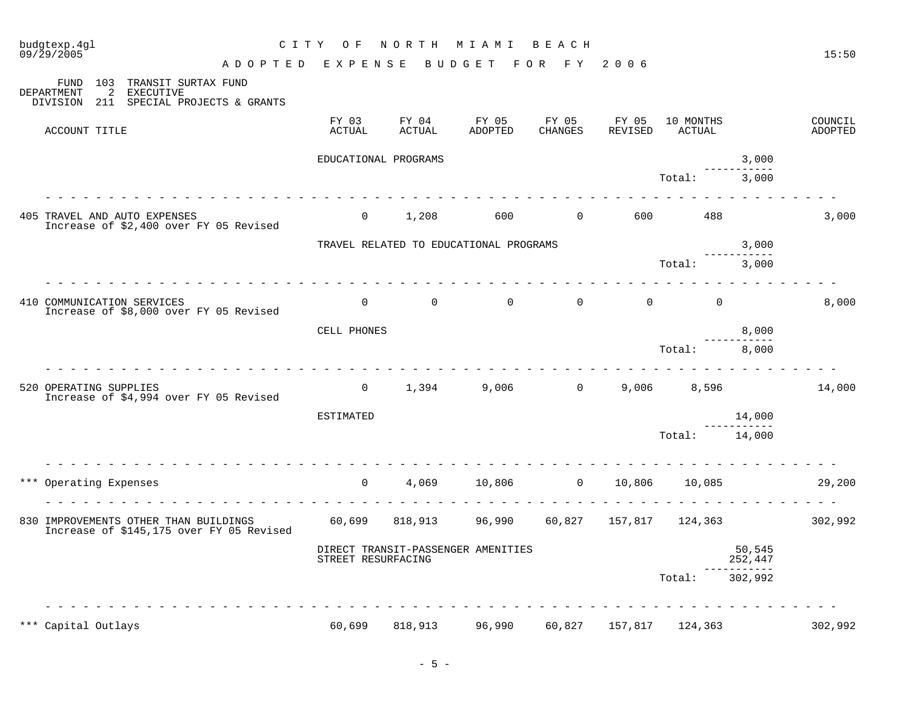FUND 103 TRANSIT SURTAX FUND
DEPARTMENT 2 EXECUTIVE
DIVISION 211 SPECIAL PROJECTS & GRANTS

| ACCOUNT TITLE | FY 03 ACTUAL | FY 04 ACTUAL | FY 05 ADOPTED | FY 05 CHANGES | FY 05 REVISED | 10 MONTHS ACTUAL | | COUNCIL ADOPTED |
|---|---|---|---|---|---|---|---|---|
| | EDUCATIONAL PROGRAMS | | | | | | 3,000 | |
| | | | | | | Total: | 3,000 | |
| 405 TRAVEL AND AUTO EXPENSES<br>Increase of $2,400 over FY 05 Revised | 0 | 1,208 | 600 | 0 | 600 | 488 | | 3,000 |
| | TRAVEL RELATED TO EDUCATIONAL PROGRAMS | | | | | | 3,000 | |
| | | | | | | Total: | 3,000 | |
| 410 COMMUNICATION SERVICES<br>Increase of $8,000 over FY 05 Revised | 0 | 0 | 0 | 0 | 0 | 0 | | 8,000 |
| | CELL PHONES | | | | | | 8,000 | |
| | | | | | | Total: | 8,000 | |
| 520 OPERATING SUPPLIES<br>Increase of $4,994 over FY 05 Revised | 0 | 1,394 | 9,006 | 0 | 9,006 | 8,596 | | 14,000 |
| | ESTIMATED | | | | | | 14,000 | |
| | | | | | | Total: | 14,000 | |
| *** Operating Expenses | 0 | 4,069 | 10,806 | 0 | 10,806 | 10,085 | | 29,200 |
| 830 IMPROVEMENTS OTHER THAN BUILDINGS<br>Increase of $145,175 over FY 05 Revised | 60,699 | 818,913 | 96,990 | 60,827 | 157,817 | 124,363 | | 302,992 |
| | DIRECT TRANSIT-PASSENGER AMENITIES | | | | | | 50,545 | |
| | STREET RESURFACING | | | | | | 252,447 | |
| | | | | | | Total: | 302,992 | |
| *** Capital Outlays | 60,699 | 818,913 | 96,990 | 60,827 | 157,817 | 124,363 | | 302,992 |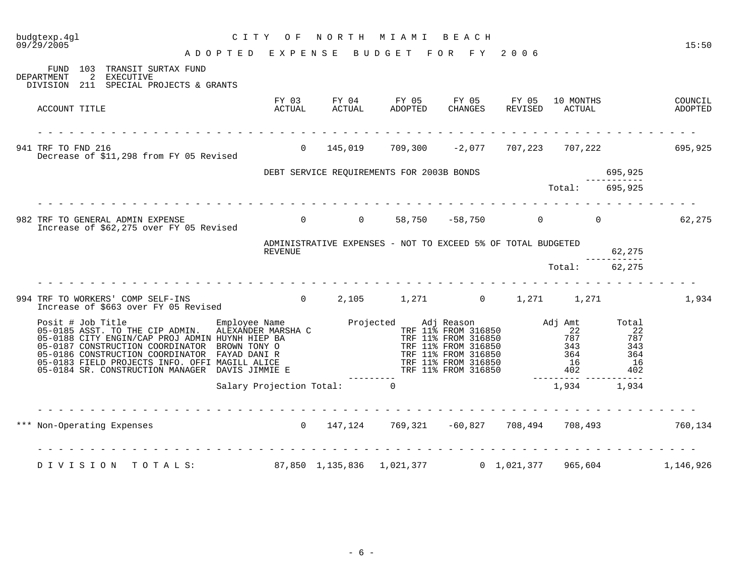CITY OF NORTH MIAMI BEACH

ADOPTED EXPENSE BUDGET FOR FY 2006

FUND 103 TRANSIT SURTAX FUND
DEPARTMENT 2 EXECUTIVE
DIVISION 211 SPECIAL PROJECTS & GRANTS

| ACCOUNT TITLE | FY 03 ACTUAL | FY 04 ACTUAL | FY 05 ADOPTED | FY 05 CHANGES | FY 05 REVISED | 10 MONTHS ACTUAL | COUNCIL ADOPTED |
|---|---|---|---|---|---|---|---|
| 941 TRF TO FND 216<br>Decrease of $11,298 from FY 05 Revised | 0 | 145,019 | 709,300 | -2,077 | 707,223 | 707,222 | 695,925 |

DEBT SERVICE REQUIREMENTS FOR 2003B BONDS — 695,925

Total: 695,925

| ACCOUNT TITLE | FY 03 ACTUAL | FY 04 ACTUAL | FY 05 ADOPTED | FY 05 CHANGES | FY 05 REVISED | 10 MONTHS ACTUAL | COUNCIL ADOPTED |
|---|---|---|---|---|---|---|---|
| 982 TRF TO GENERAL ADMIN EXPENSE<br>Increase of $62,275 over FY 05 Revised | 0 | 0 | 58,750 | -58,750 | 0 | 0 | 62,275 |

ADMINISTRATIVE EXPENSES - NOT TO EXCEED 5% OF TOTAL BUDGETED REVENUE — 62,275

Total: 62,275

| ACCOUNT TITLE | FY 03 ACTUAL | FY 04 ACTUAL | FY 05 ADOPTED | FY 05 CHANGES | FY 05 REVISED | 10 MONTHS ACTUAL | COUNCIL ADOPTED |
|---|---|---|---|---|---|---|---|
| 994 TRF TO WORKERS' COMP SELF-INS<br>Increase of $663 over FY 05 Revised | 0 | 2,105 | 1,271 | 0 | 1,271 | 1,271 | 1,934 |

| Posit # | Job Title | Employee Name | Projected | Adj Reason | Adj Amt | Total |
|---|---|---|---|---|---|---|
| 05-0185 | ASST. TO THE CIP ADMIN. | ALEXANDER MARSHA C | | TRF 11% FROM 316850 | 22 | 22 |
| 05-0188 | CITY ENGIN/CAP PROJ ADMIN | HUYNH HIEP BA | | TRF 11% FROM 316850 | 787 | 787 |
| 05-0187 | CONSTRUCTION COORDINATOR | BROWN TONY O | | TRF 11% FROM 316850 | 343 | 343 |
| 05-0186 | CONSTRUCTION COORDINATOR | FAYAD DANI R | | TRF 11% FROM 316850 | 364 | 364 |
| 05-0183 | FIELD PROJECTS INFO. OFFI | MAGILL ALICE | | TRF 11% FROM 316850 | 16 | 16 |
| 05-0184 | SR. CONSTRUCTION MANAGER | DAVIS JIMMIE E | | TRF 11% FROM 316850 | 402 | 402 |
| | | Salary Projection Total: | 0 | | 1,934 | 1,934 |

| ACCOUNT TITLE | FY 03 ACTUAL | FY 04 ACTUAL | FY 05 ADOPTED | FY 05 CHANGES | FY 05 REVISED | 10 MONTHS ACTUAL | COUNCIL ADOPTED |
|---|---|---|---|---|---|---|---|
| *** Non-Operating Expenses | 0 | 147,124 | 769,321 | -60,827 | 708,494 | 708,493 | 760,134 |
| DIVISION TOTALS: | 87,850 | 1,135,836 | 1,021,377 | 0 | 1,021,377 | 965,604 | 1,146,926 |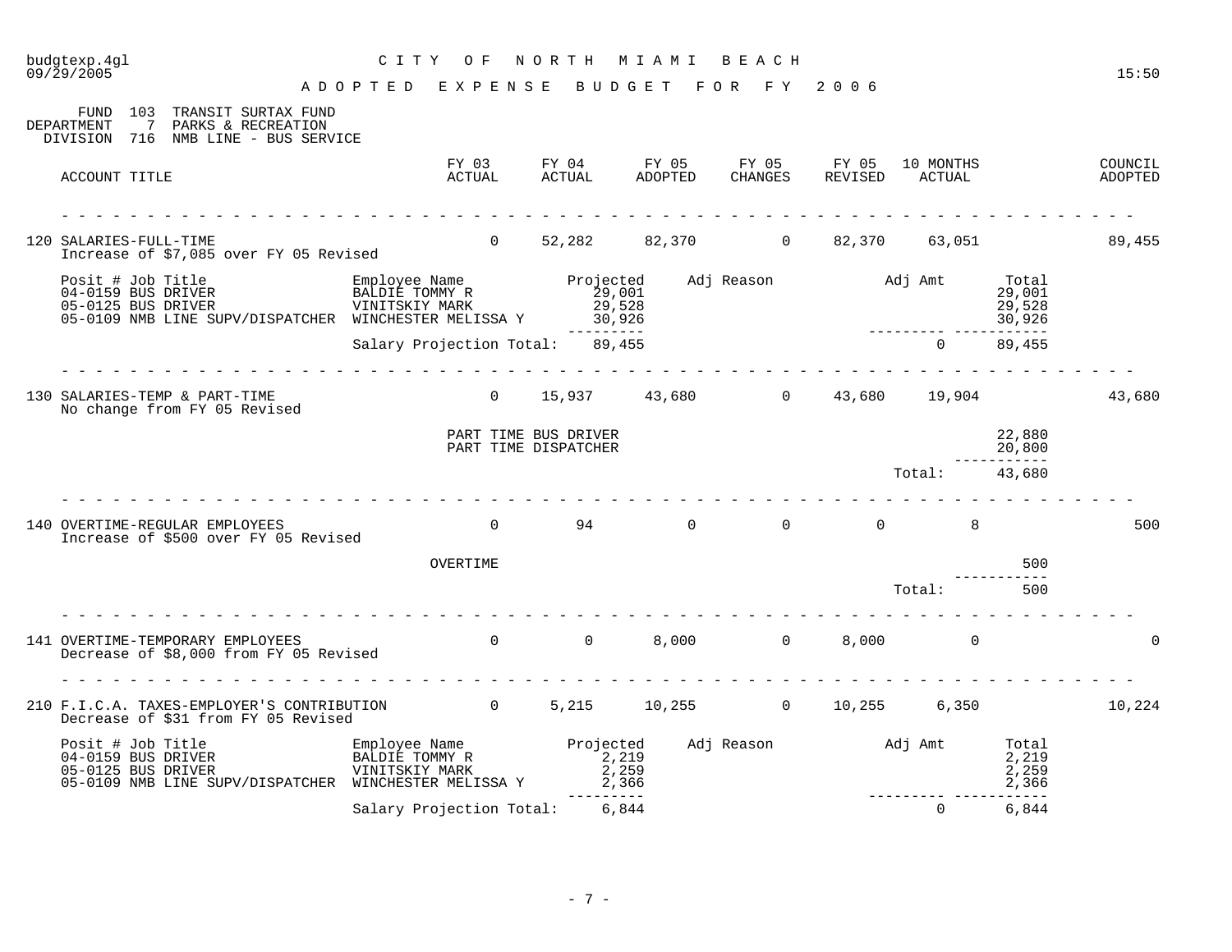budgtexp.4gl — 09/29/2005 — 15:50

# CITY OF NORTH MIAMI BEACH

## ADOPTED EXPENSE BUDGET FOR FY 2006

FUND 103 TRANSIT SURTAX FUND
DEPARTMENT 7 PARKS & RECREATION
DIVISION 716 NMB LINE - BUS SERVICE

| ACCOUNT TITLE | FY 03 ACTUAL | FY 04 ACTUAL | FY 05 ADOPTED | FY 05 CHANGES | FY 05 REVISED | 10 MONTHS ACTUAL | COUNCIL ADOPTED |
|---|---|---|---|---|---|---|---|
| 120 SALARIES-FULL-TIME | 0 | 52,282 | 82,370 | 0 | 82,370 | 63,051 | 89,455 |

Increase of $7,085 over FY 05 Revised

| Posit # | Job Title | Employee Name | Projected | Adj Reason | Adj Amt | Total |
|---|---|---|---|---|---|---|
| 04-0159 | BUS DRIVER | BALDIE TOMMY R | 29,001 | | | 29,001 |
| 05-0125 | BUS DRIVER | VINITSKIY MARK | 29,528 | | | 29,528 |
| 05-0109 | NMB LINE SUPV/DISPATCHER | WINCHESTER MELISSA Y | 30,926 | | | 30,926 |
| | | Salary Projection Total: | 89,455 | | 0 | 89,455 |

| ACCOUNT TITLE | FY 03 ACTUAL | FY 04 ACTUAL | FY 05 ADOPTED | FY 05 CHANGES | FY 05 REVISED | 10 MONTHS ACTUAL | COUNCIL ADOPTED |
|---|---|---|---|---|---|---|---|
| 130 SALARIES-TEMP & PART-TIME | 0 | 15,937 | 43,680 | 0 | 43,680 | 19,904 | 43,680 |

No change from FY 05 Revised

| Item | Amount |
|---|---|
| PART TIME BUS DRIVER | 22,880 |
| PART TIME DISPATCHER | 20,800 |
| Total: | 43,680 |

| ACCOUNT TITLE | FY 03 ACTUAL | FY 04 ACTUAL | FY 05 ADOPTED | FY 05 CHANGES | FY 05 REVISED | 10 MONTHS ACTUAL | COUNCIL ADOPTED |
|---|---|---|---|---|---|---|---|
| 140 OVERTIME-REGULAR EMPLOYEES | 0 | 94 | 0 | 0 | 0 | 8 | 500 |

Increase of $500 over FY 05 Revised

| Item | Amount |
|---|---|
| OVERTIME | 500 |
| Total: | 500 |

| ACCOUNT TITLE | FY 03 ACTUAL | FY 04 ACTUAL | FY 05 ADOPTED | FY 05 CHANGES | FY 05 REVISED | 10 MONTHS ACTUAL | COUNCIL ADOPTED |
|---|---|---|---|---|---|---|---|
| 141 OVERTIME-TEMPORARY EMPLOYEES | 0 | 0 | 8,000 | 0 | 8,000 | 0 | 0 |

Decrease of $8,000 from FY 05 Revised

| ACCOUNT TITLE | FY 03 ACTUAL | FY 04 ACTUAL | FY 05 ADOPTED | FY 05 CHANGES | FY 05 REVISED | 10 MONTHS ACTUAL | COUNCIL ADOPTED |
|---|---|---|---|---|---|---|---|
| 210 F.I.C.A. TAXES-EMPLOYER'S CONTRIBUTION | 0 | 5,215 | 10,255 | 0 | 10,255 | 6,350 | 10,224 |

Decrease of $31 from FY 05 Revised

| Posit # | Job Title | Employee Name | Projected | Adj Reason | Adj Amt | Total |
|---|---|---|---|---|---|---|
| 04-0159 | BUS DRIVER | BALDIE TOMMY R | 2,219 | | | 2,219 |
| 05-0125 | BUS DRIVER | VINITSKIY MARK | 2,259 | | | 2,259 |
| 05-0109 | NMB LINE SUPV/DISPATCHER | WINCHESTER MELISSA Y | 2,366 | | | 2,366 |
| | | Salary Projection Total: | 6,844 | | 0 | 6,844 |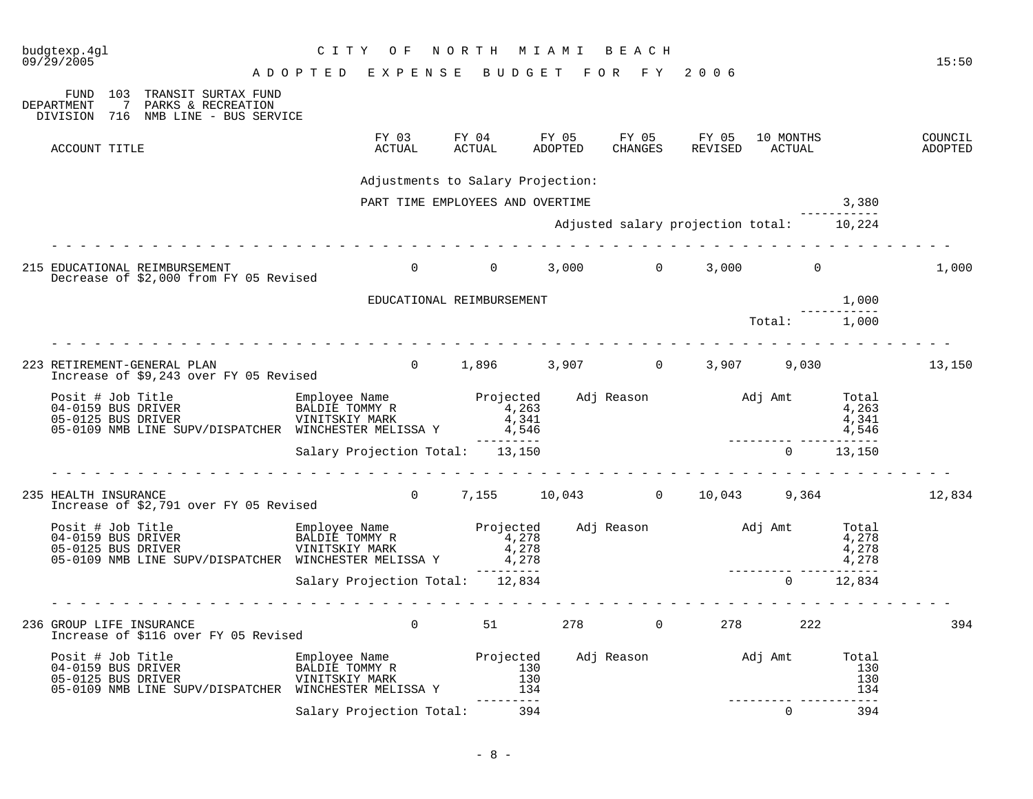# CITY OF NORTH MIAMI BEACH

## ADOPTED EXPENSE BUDGET FOR FY 2006

FUND 103 TRANSIT SURTAX FUND
DEPARTMENT 7 PARKS & RECREATION
DIVISION 716 NMB LINE - BUS SERVICE

| ACCOUNT TITLE | FY 03 ACTUAL | FY 04 ACTUAL | FY 05 ADOPTED | FY 05 CHANGES | FY 05 REVISED | 10 MONTHS ACTUAL | COUNCIL ADOPTED |
|---|---|---|---|---|---|---|---|

Adjustments to Salary Projection:

PART TIME EMPLOYEES AND OVERTIME: 3,380

Adjusted salary projection total: 10,224

---

| ACCOUNT TITLE | FY 03 ACTUAL | FY 04 ACTUAL | FY 05 ADOPTED | FY 05 CHANGES | FY 05 REVISED | 10 MONTHS ACTUAL | COUNCIL ADOPTED |
|---|---|---|---|---|---|---|---|
| 215 EDUCATIONAL REIMBURSEMENT | 0 | 0 | 3,000 | 0 | 3,000 | 0 | 1,000 |

Decrease of $2,000 from FY 05 Revised

EDUCATIONAL REIMBURSEMENT: 1,000

Total: 1,000

---

| ACCOUNT TITLE | FY 03 ACTUAL | FY 04 ACTUAL | FY 05 ADOPTED | FY 05 CHANGES | FY 05 REVISED | 10 MONTHS ACTUAL | COUNCIL ADOPTED |
|---|---|---|---|---|---|---|---|
| 223 RETIREMENT-GENERAL PLAN | 0 | 1,896 | 3,907 | 0 | 3,907 | 9,030 | 13,150 |

Increase of $9,243 over FY 05 Revised

| Posit # | Job Title | Employee Name | Projected | Adj Reason | Adj Amt | Total |
|---|---|---|---|---|---|---|
| 04-0159 | BUS DRIVER | BALDIE TOMMY R | 4,263 | | | 4,263 |
| 05-0125 | BUS DRIVER | VINITSKIY MARK | 4,341 | | | 4,341 |
| 05-0109 | NMB LINE SUPV/DISPATCHER | WINCHESTER MELISSA Y | 4,546 | | | 4,546 |
| | | Salary Projection Total: | 13,150 | | 0 | 13,150 |

---

| ACCOUNT TITLE | FY 03 ACTUAL | FY 04 ACTUAL | FY 05 ADOPTED | FY 05 CHANGES | FY 05 REVISED | 10 MONTHS ACTUAL | COUNCIL ADOPTED |
|---|---|---|---|---|---|---|---|
| 235 HEALTH INSURANCE | 0 | 7,155 | 10,043 | 0 | 10,043 | 9,364 | 12,834 |

Increase of $2,791 over FY 05 Revised

| Posit # | Job Title | Employee Name | Projected | Adj Reason | Adj Amt | Total |
|---|---|---|---|---|---|---|
| 04-0159 | BUS DRIVER | BALDIE TOMMY R | 4,278 | | | 4,278 |
| 05-0125 | BUS DRIVER | VINITSKIY MARK | 4,278 | | | 4,278 |
| 05-0109 | NMB LINE SUPV/DISPATCHER | WINCHESTER MELISSA Y | 4,278 | | | 4,278 |
| | | Salary Projection Total: | 12,834 | | 0 | 12,834 |

---

| ACCOUNT TITLE | FY 03 ACTUAL | FY 04 ACTUAL | FY 05 ADOPTED | FY 05 CHANGES | FY 05 REVISED | 10 MONTHS ACTUAL | COUNCIL ADOPTED |
|---|---|---|---|---|---|---|---|
| 236 GROUP LIFE INSURANCE | 0 | 51 | 278 | 0 | 278 | 222 | 394 |

Increase of $116 over FY 05 Revised

| Posit # | Job Title | Employee Name | Projected | Adj Reason | Adj Amt | Total |
|---|---|---|---|---|---|---|
| 04-0159 | BUS DRIVER | BALDIE TOMMY R | 130 | | | 130 |
| 05-0125 | BUS DRIVER | VINITSKIY MARK | 130 | | | 130 |
| 05-0109 | NMB LINE SUPV/DISPATCHER | WINCHESTER MELISSA Y | 134 | | | 134 |
| | | Salary Projection Total: | 394 | | 0 | 394 |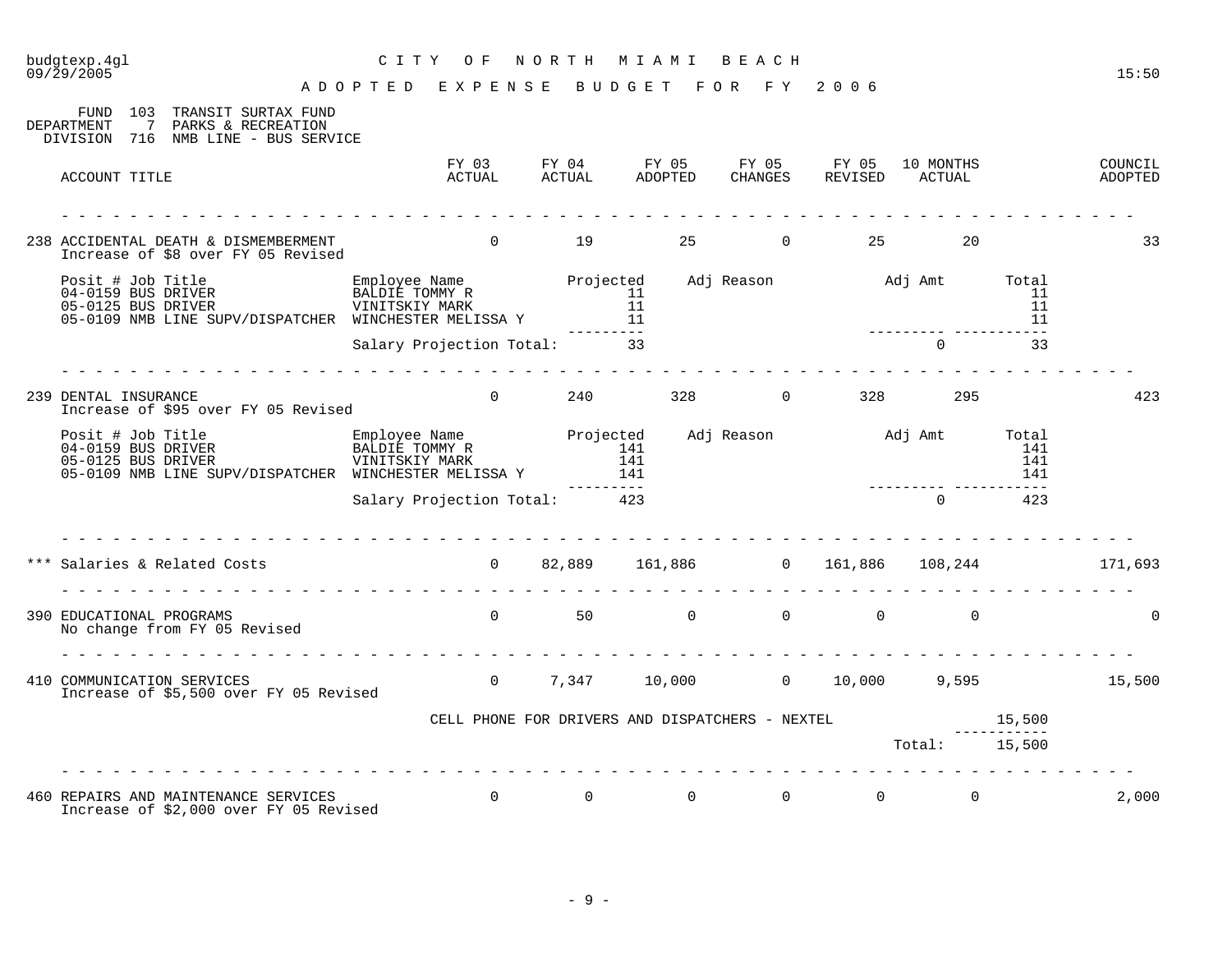budgtexp.4gl CITY OF NORTH MIAMI BEACH
09/29/2005 15:50

ADOPTED EXPENSE BUDGET FOR FY 2006

FUND 103 TRANSIT SURTAX FUND
DEPARTMENT 7 PARKS & RECREATION
DIVISION 716 NMB LINE - BUS SERVICE

| ACCOUNT TITLE | FY 03 ACTUAL | FY 04 ACTUAL | FY 05 ADOPTED | FY 05 CHANGES | FY 05 REVISED | 10 MONTHS ACTUAL | COUNCIL ADOPTED |
|---|---|---|---|---|---|---|---|
| 238 ACCIDENTAL DEATH & DISMEMBERMENT<br>Increase of $8 over FY 05 Revised | 0 | 19 | 25 | 0 | 25 | 20 | 33 |

| Posit # Job Title | Employee Name | Projected | Adj Reason | Adj Amt | Total |
|---|---|---|---|---|---|
| 04-0159 BUS DRIVER | BALDIE TOMMY R | 11 | | | 11 |
| 05-0125 BUS DRIVER | VINITSKIY MARK | 11 | | | 11 |
| 05-0109 NMB LINE SUPV/DISPATCHER | WINCHESTER MELISSA Y | 11 | | | 11 |
| | Salary Projection Total: | 33 | | 0 | 33 |

| ACCOUNT TITLE | FY 03 ACTUAL | FY 04 ACTUAL | FY 05 ADOPTED | FY 05 CHANGES | FY 05 REVISED | 10 MONTHS ACTUAL | COUNCIL ADOPTED |
|---|---|---|---|---|---|---|---|
| 239 DENTAL INSURANCE<br>Increase of $95 over FY 05 Revised | 0 | 240 | 328 | 0 | 328 | 295 | 423 |

| Posit # Job Title | Employee Name | Projected | Adj Reason | Adj Amt | Total |
|---|---|---|---|---|---|
| 04-0159 BUS DRIVER | BALDIE TOMMY R | 141 | | | 141 |
| 05-0125 BUS DRIVER | VINITSKIY MARK | 141 | | | 141 |
| 05-0109 NMB LINE SUPV/DISPATCHER | WINCHESTER MELISSA Y | 141 | | | 141 |
| | Salary Projection Total: | 423 | | 0 | 423 |

| ACCOUNT TITLE | FY 03 ACTUAL | FY 04 ACTUAL | FY 05 ADOPTED | FY 05 CHANGES | FY 05 REVISED | 10 MONTHS ACTUAL | COUNCIL ADOPTED |
|---|---|---|---|---|---|---|---|
| *** Salaries & Related Costs | 0 | 82,889 | 161,886 | 0 | 161,886 | 108,244 | 171,693 |
| 390 EDUCATIONAL PROGRAMS<br>No change from FY 05 Revised | 0 | 50 | 0 | 0 | 0 | 0 | 0 |
| 410 COMMUNICATION SERVICES<br>Increase of $5,500 over FY 05 Revised | 0 | 7,347 | 10,000 | 0 | 10,000 | 9,595 | 15,500 |

| Description | Amount |
|---|---|
| CELL PHONE FOR DRIVERS AND DISPATCHERS - NEXTEL | 15,500 |
| Total: | 15,500 |

| ACCOUNT TITLE | FY 03 ACTUAL | FY 04 ACTUAL | FY 05 ADOPTED | FY 05 CHANGES | FY 05 REVISED | 10 MONTHS ACTUAL | COUNCIL ADOPTED |
|---|---|---|---|---|---|---|---|
| 460 REPAIRS AND MAINTENANCE SERVICES<br>Increase of $2,000 over FY 05 Revised | 0 | 0 | 0 | 0 | 0 | 0 | 2,000 |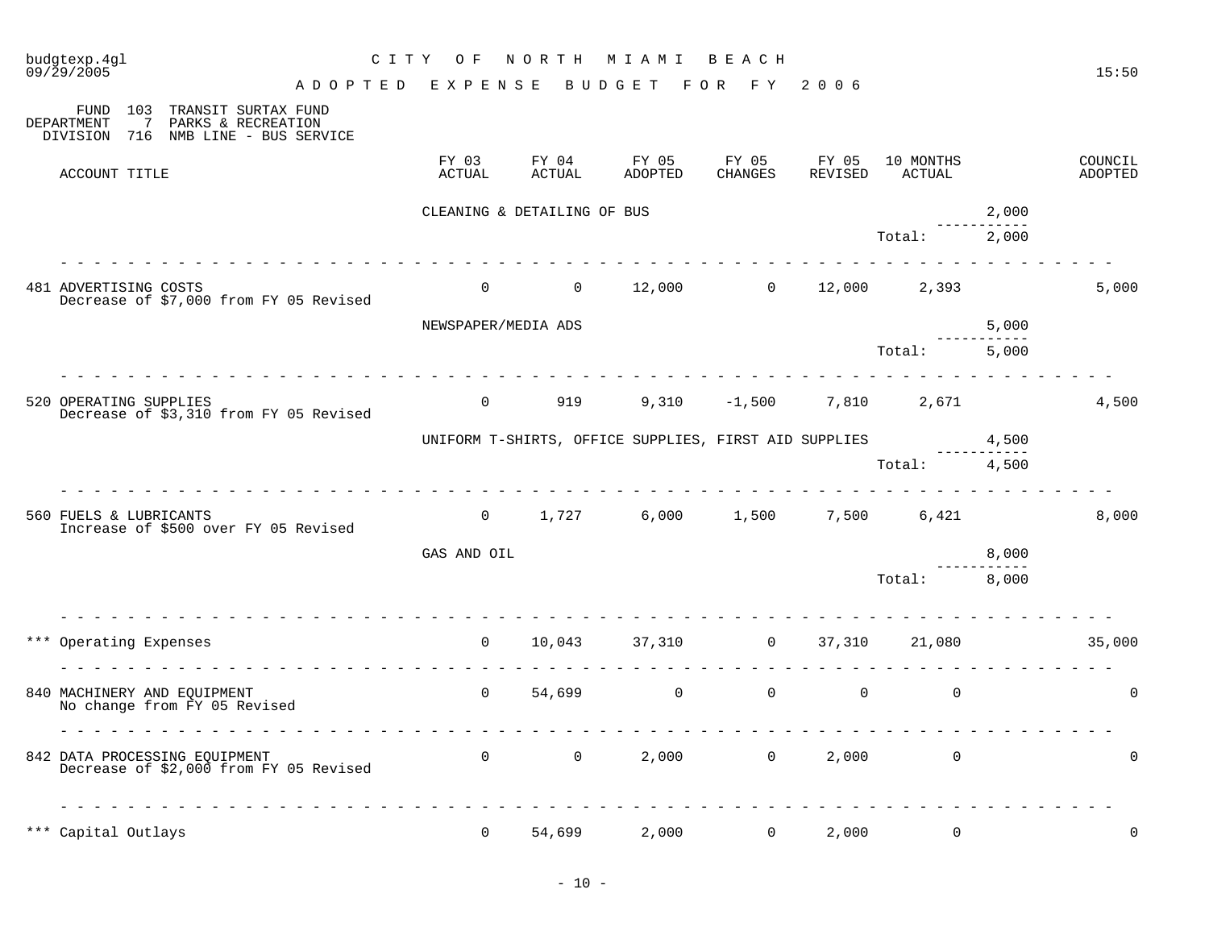# CITY OF NORTH MIAMI BEACH

## ADOPTED EXPENSE BUDGET FOR FY 2006

FUND 103 TRANSIT SURTAX FUND
DEPARTMENT 7 PARKS & RECREATION
DIVISION 716 NMB LINE - BUS SERVICE

| ACCOUNT TITLE | FY 03 ACTUAL | FY 04 ACTUAL | FY 05 ADOPTED | FY 05 CHANGES | FY 05 REVISED | 10 MONTHS ACTUAL | | COUNCIL ADOPTED |
|---|---|---|---|---|---|---|---|---|
| | CLEANING & DETAILING OF BUS | | | | | | 2,000 | |
| | | | | | | Total: | 2,000 | |
| 481 ADVERTISING COSTS<br>Decrease of $7,000 from FY 05 Revised | 0 | 0 | 12,000 | 0 | 12,000 | 2,393 | | 5,000 |
| | NEWSPAPER/MEDIA ADS | | | | | | 5,000 | |
| | | | | | | Total: | 5,000 | |
| 520 OPERATING SUPPLIES<br>Decrease of $3,310 from FY 05 Revised | 0 | 919 | 9,310 | -1,500 | 7,810 | 2,671 | | 4,500 |
| | UNIFORM T-SHIRTS, OFFICE SUPPLIES, FIRST AID SUPPLIES | | | | | | 4,500 | |
| | | | | | | Total: | 4,500 | |
| 560 FUELS & LUBRICANTS<br>Increase of $500 over FY 05 Revised | 0 | 1,727 | 6,000 | 1,500 | 7,500 | 6,421 | | 8,000 |
| | GAS AND OIL | | | | | | 8,000 | |
| | | | | | | Total: | 8,000 | |
| *** Operating Expenses | 0 | 10,043 | 37,310 | 0 | 37,310 | 21,080 | | 35,000 |
| 840 MACHINERY AND EQUIPMENT<br>No change from FY 05 Revised | 0 | 54,699 | 0 | 0 | 0 | 0 | | 0 |
| 842 DATA PROCESSING EQUIPMENT<br>Decrease of $2,000 from FY 05 Revised | 0 | 0 | 2,000 | 0 | 2,000 | 0 | | 0 |
| *** Capital Outlays | 0 | 54,699 | 2,000 | 0 | 2,000 | 0 | | 0 |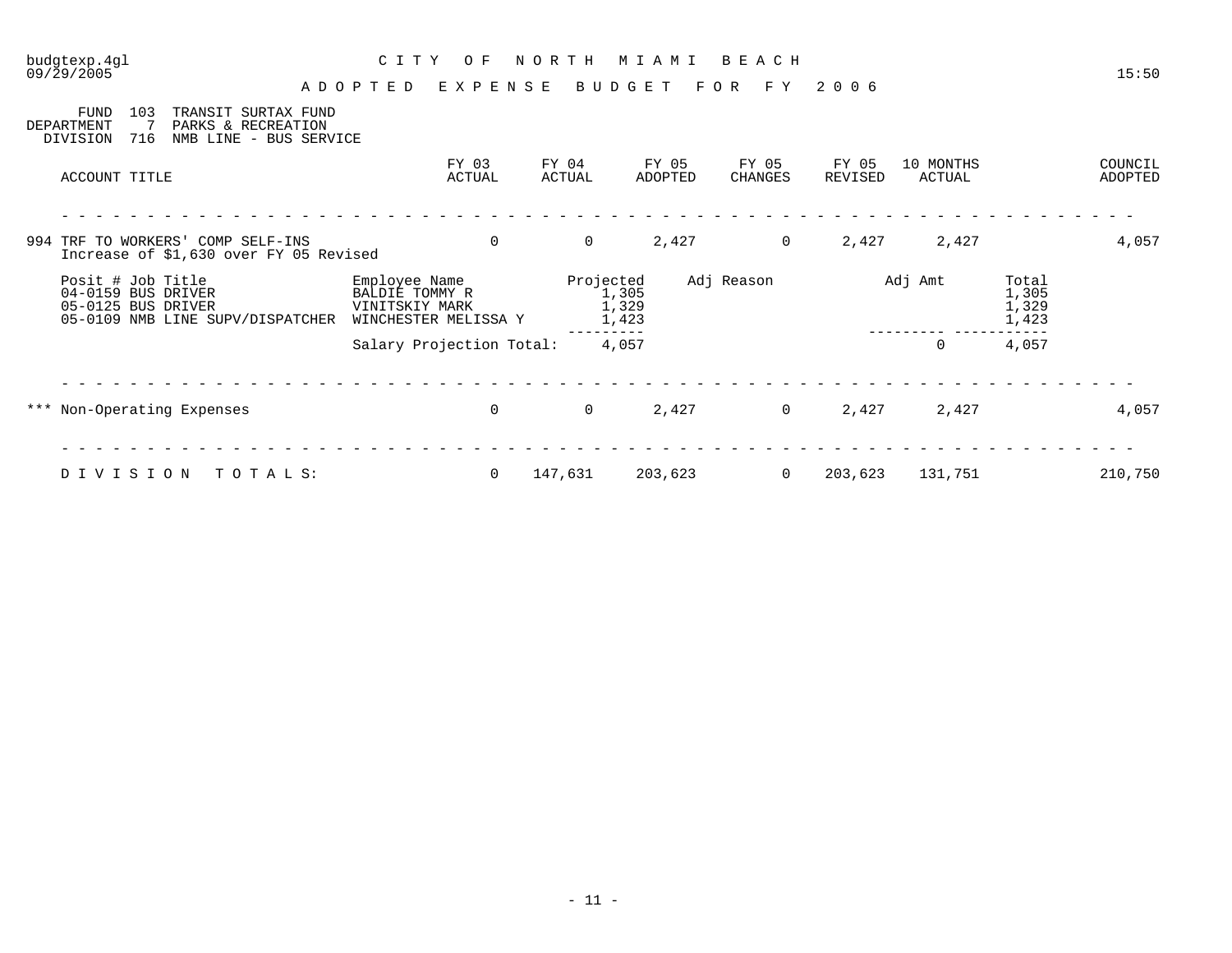budgtexp.4gl
09/29/2005

15:50

# CITY OF NORTH MIAMI BEACH

## ADOPTED EXPENSE BUDGET FOR FY 2006

FUND 103 TRANSIT SURTAX FUND
DEPARTMENT 7 PARKS & RECREATION
DIVISION 716 NMB LINE - BUS SERVICE

| ACCOUNT TITLE | FY 03 ACTUAL | FY 04 ACTUAL | FY 05 ADOPTED | FY 05 CHANGES | FY 05 REVISED | 10 MONTHS ACTUAL | COUNCIL ADOPTED |
|---|---|---|---|---|---|---|---|
| 994 TRF TO WORKERS' COMP SELF-INS<br>Increase of $1,630 over FY 05 Revised | 0 | 0 | 2,427 | 0 | 2,427 | 2,427 | 4,057 |

| Posit # | Job Title | Employee Name | Projected | Adj Reason | Adj Amt | Total |
|---|---|---|---|---|---|---|
| 04-0159 | BUS DRIVER | BALDIE TOMMY R | 1,305 | | | 1,305 |
| 05-0125 | BUS DRIVER | VINITSKIY MARK | 1,329 | | | 1,329 |
| 05-0109 | NMB LINE SUPV/DISPATCHER | WINCHESTER MELISSA Y | 1,423 | | | 1,423 |
| | | Salary Projection Total: | 4,057 | | 0 | 4,057 |

| ACCOUNT TITLE | FY 03 ACTUAL | FY 04 ACTUAL | FY 05 ADOPTED | FY 05 CHANGES | FY 05 REVISED | 10 MONTHS ACTUAL | COUNCIL ADOPTED |
|---|---|---|---|---|---|---|---|
| *** Non-Operating Expenses | 0 | 0 | 2,427 | 0 | 2,427 | 2,427 | 4,057 |
| DIVISION TOTALS: | 0 | 147,631 | 203,623 | 0 | 203,623 | 131,751 | 210,750 |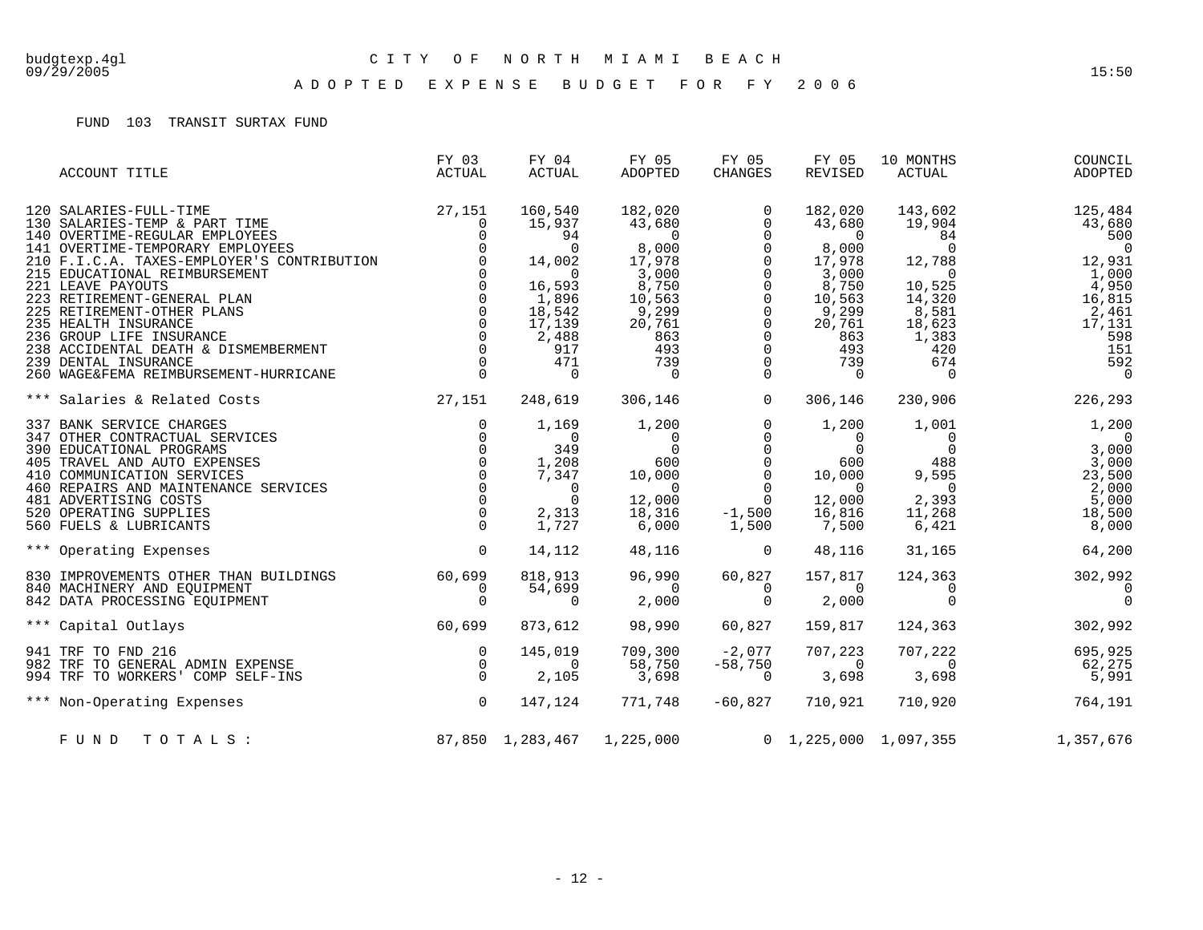# CITY OF NORTH MIAMI BEACH

## ADOPTED EXPENSE BUDGET FOR FY 2006

budgtexp.4gl
09/29/2005
15:50

FUND 103 TRANSIT SURTAX FUND

| ACCOUNT TITLE | FY 03 ACTUAL | FY 04 ACTUAL | FY 05 ADOPTED | FY 05 CHANGES | FY 05 REVISED | 10 MONTHS ACTUAL | COUNCIL ADOPTED |
|---|---|---|---|---|---|---|---|
| 120 SALARIES-FULL-TIME | 27,151 | 160,540 | 182,020 | 0 | 182,020 | 143,602 | 125,484 |
| 130 SALARIES-TEMP & PART TIME | 0 | 15,937 | 43,680 | 0 | 43,680 | 19,904 | 43,680 |
| 140 OVERTIME-REGULAR EMPLOYEES | 0 | 94 | 0 | 0 | 0 | 84 | 500 |
| 141 OVERTIME-TEMPORARY EMPLOYEES | 0 | 0 | 8,000 | 0 | 8,000 | 0 | 0 |
| 210 F.I.C.A. TAXES-EMPLOYER'S CONTRIBUTION | 0 | 14,002 | 17,978 | 0 | 17,978 | 12,788 | 12,931 |
| 215 EDUCATIONAL REIMBURSEMENT | 0 | 0 | 3,000 | 0 | 3,000 | 0 | 1,000 |
| 221 LEAVE PAYOUTS | 0 | 16,593 | 8,750 | 0 | 8,750 | 10,525 | 4,950 |
| 223 RETIREMENT-GENERAL PLAN | 0 | 1,896 | 10,563 | 0 | 10,563 | 14,320 | 16,815 |
| 225 RETIREMENT-OTHER PLANS | 0 | 18,542 | 9,299 | 0 | 9,299 | 8,581 | 2,461 |
| 235 HEALTH INSURANCE | 0 | 17,139 | 20,761 | 0 | 20,761 | 18,623 | 17,131 |
| 236 GROUP LIFE INSURANCE | 0 | 2,488 | 863 | 0 | 863 | 1,383 | 598 |
| 238 ACCIDENTAL DEATH & DISMEMBERMENT | 0 | 917 | 493 | 0 | 493 | 420 | 151 |
| 239 DENTAL INSURANCE | 0 | 471 | 739 | 0 | 739 | 674 | 592 |
| 260 WAGE&FEMA REIMBURSEMENT-HURRICANE | 0 | 0 | 0 | 0 | 0 | 0 | 0 |
| *** Salaries & Related Costs | 27,151 | 248,619 | 306,146 | 0 | 306,146 | 230,906 | 226,293 |
| 337 BANK SERVICE CHARGES | 0 | 1,169 | 1,200 | 0 | 1,200 | 1,001 | 1,200 |
| 347 OTHER CONTRACTUAL SERVICES | 0 | 0 | 0 | 0 | 0 | 0 | 0 |
| 390 EDUCATIONAL PROGRAMS | 0 | 349 | 0 | 0 | 0 | 0 | 3,000 |
| 405 TRAVEL AND AUTO EXPENSES | 0 | 1,208 | 600 | 0 | 600 | 488 | 3,000 |
| 410 COMMUNICATION SERVICES | 0 | 7,347 | 10,000 | 0 | 10,000 | 9,595 | 23,500 |
| 460 REPAIRS AND MAINTENANCE SERVICES | 0 | 0 | 0 | 0 | 0 | 0 | 2,000 |
| 481 ADVERTISING COSTS | 0 | 0 | 12,000 | 0 | 12,000 | 2,393 | 5,000 |
| 520 OPERATING SUPPLIES | 0 | 2,313 | 18,316 | -1,500 | 16,816 | 11,268 | 18,500 |
| 560 FUELS & LUBRICANTS | 0 | 1,727 | 6,000 | 1,500 | 7,500 | 6,421 | 8,000 |
| *** Operating Expenses | 0 | 14,112 | 48,116 | 0 | 48,116 | 31,165 | 64,200 |
| 830 IMPROVEMENTS OTHER THAN BUILDINGS | 60,699 | 818,913 | 96,990 | 60,827 | 157,817 | 124,363 | 302,992 |
| 840 MACHINERY AND EQUIPMENT | 0 | 54,699 | 0 | 0 | 0 | 0 | 0 |
| 842 DATA PROCESSING EQUIPMENT | 0 | 0 | 2,000 | 0 | 2,000 | 0 | 0 |
| *** Capital Outlays | 60,699 | 873,612 | 98,990 | 60,827 | 159,817 | 124,363 | 302,992 |
| 941 TRF TO FND 216 | 0 | 145,019 | 709,300 | -2,077 | 707,223 | 707,222 | 695,925 |
| 982 TRF TO GENERAL ADMIN EXPENSE | 0 | 0 | 58,750 | -58,750 | 0 | 0 | 62,275 |
| 994 TRF TO WORKERS' COMP SELF-INS | 0 | 2,105 | 3,698 | 0 | 3,698 | 3,698 | 5,991 |
| *** Non-Operating Expenses | 0 | 147,124 | 771,748 | -60,827 | 710,921 | 710,920 | 764,191 |
| F U N D T O T A L S : | 87,850 | 1,283,467 | 1,225,000 | 0 | 1,225,000 | 1,097,355 | 1,357,676 |